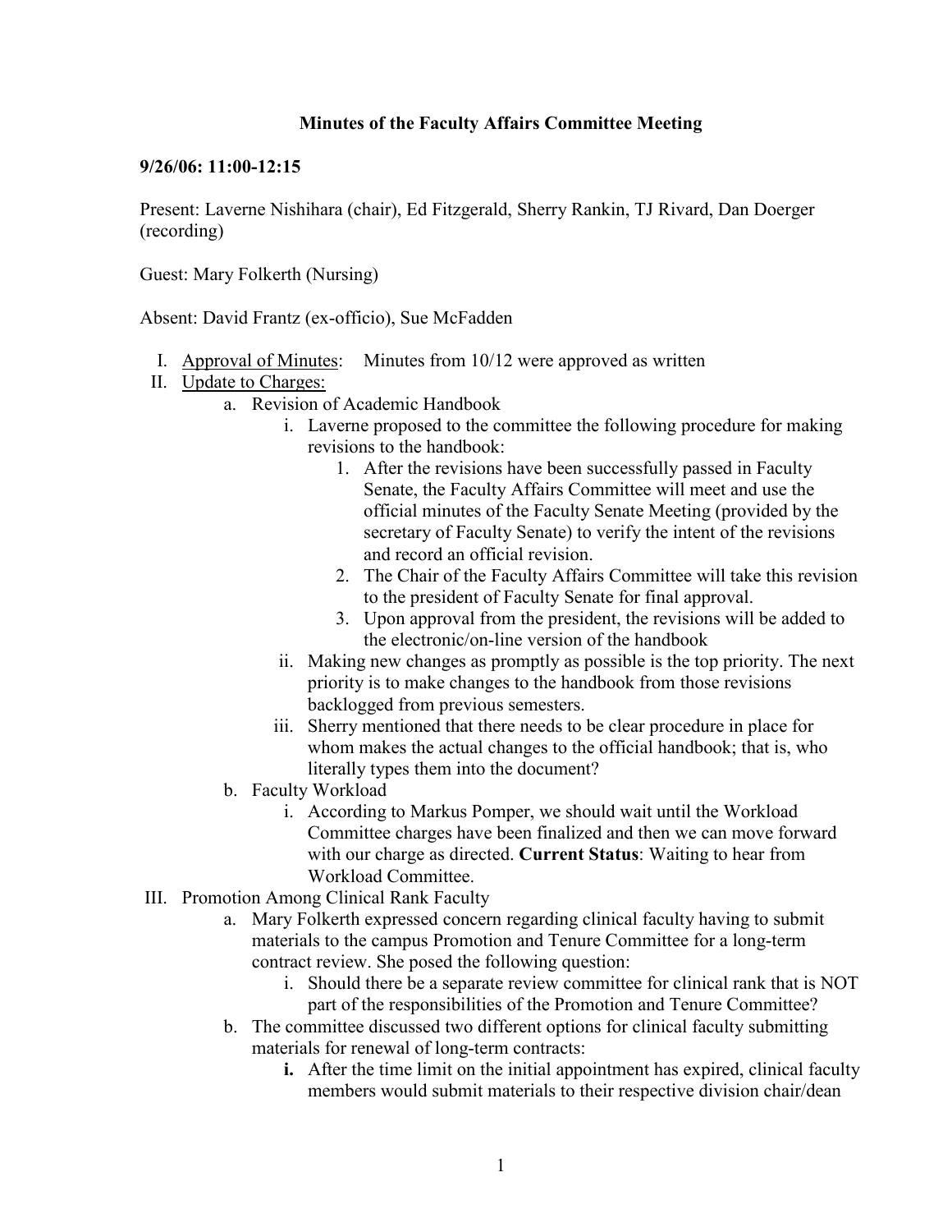# Minutes of the Faculty Affairs Committee Meeting

**9/26/06: 11:00-12:15**

Present: Laverne Nishihara (chair), Ed Fitzgerald, Sherry Rankin, TJ Rivard, Dan Doerger (recording)

Guest: Mary Folkerth (Nursing)

Absent: David Frantz (ex-officio), Sue McFadden

I. Approval of Minutes: Minutes from 10/12 were approved as written
II. Update to Charges:
    a. Revision of Academic Handbook
        i. Laverne proposed to the committee the following procedure for making revisions to the handbook:
            1. After the revisions have been successfully passed in Faculty Senate, the Faculty Affairs Committee will meet and use the official minutes of the Faculty Senate Meeting (provided by the secretary of Faculty Senate) to verify the intent of the revisions and record an official revision.
            2. The Chair of the Faculty Affairs Committee will take this revision to the president of Faculty Senate for final approval.
            3. Upon approval from the president, the revisions will be added to the electronic/on-line version of the handbook
        ii. Making new changes as promptly as possible is the top priority. The next priority is to make changes to the handbook from those revisions backlogged from previous semesters.
        iii. Sherry mentioned that there needs to be clear procedure in place for whom makes the actual changes to the official handbook; that is, who literally types them into the document?
    b. Faculty Workload
        i. According to Markus Pomper, we should wait until the Workload Committee charges have been finalized and then we can move forward with our charge as directed. **Current Status**: Waiting to hear from Workload Committee.
III. Promotion Among Clinical Rank Faculty
    a. Mary Folkerth expressed concern regarding clinical faculty having to submit materials to the campus Promotion and Tenure Committee for a long-term contract review. She posed the following question:
        i. Should there be a separate review committee for clinical rank that is NOT part of the responsibilities of the Promotion and Tenure Committee?
    b. The committee discussed two different options for clinical faculty submitting materials for renewal of long-term contracts:
        **i.** After the time limit on the initial appointment has expired, clinical faculty members would submit materials to their respective division chair/dean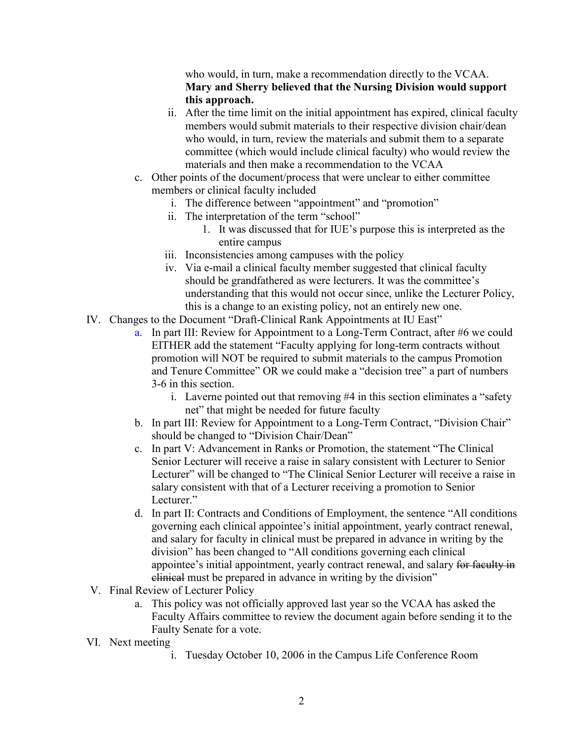who would, in turn, make a recommendation directly to the VCAA. **Mary and Sherry believed that the Nursing Division would support this approach.**

    ii. After the time limit on the initial appointment has expired, clinical faculty members would submit materials to their respective division chair/dean who would, in turn, review the materials and submit them to a separate committee (which would include clinical faculty) who would review the materials and then make a recommendation to the VCAA

  c. Other points of the document/process that were unclear to either committee members or clinical faculty included
    i. The difference between "appointment" and "promotion"
    ii. The interpretation of the term "school"
      1. It was discussed that for IUE's purpose this is interpreted as the entire campus
    iii. Inconsistencies among campuses with the policy
    iv. Via e-mail a clinical faculty member suggested that clinical faculty should be grandfathered as were lecturers. It was the committee's understanding that this would not occur since, unlike the Lecturer Policy, this is a change to an existing policy, not an entirely new one.

IV. Changes to the Document "Draft-Clinical Rank Appointments at IU East"
  a. In part III: Review for Appointment to a Long-Term Contract, after #6 we could EITHER add the statement "Faculty applying for long-term contracts without promotion will NOT be required to submit materials to the campus Promotion and Tenure Committee" OR we could make a "decision tree" a part of numbers 3-6 in this section.
    i. Laverne pointed out that removing #4 in this section eliminates a "safety net" that might be needed for future faculty
  b. In part III: Review for Appointment to a Long-Term Contract, "Division Chair" should be changed to "Division Chair/Dean"
  c. In part V: Advancement in Ranks or Promotion, the statement "The Clinical Senior Lecturer will receive a raise in salary consistent with Lecturer to Senior Lecturer" will be changed to "The Clinical Senior Lecturer will receive a raise in salary consistent with that of a Lecturer receiving a promotion to Senior Lecturer."
  d. In part II: Contracts and Conditions of Employment, the sentence "All conditions governing each clinical appointee's initial appointment, yearly contract renewal, and salary for faculty in clinical must be prepared in advance in writing by the division" has been changed to "All conditions governing each clinical appointee's initial appointment, yearly contract renewal, and salary ~~for faculty in clinical~~ must be prepared in advance in writing by the division"

V. Final Review of Lecturer Policy
  a. This policy was not officially approved last year so the VCAA has asked the Faculty Affairs committee to review the document again before sending it to the Faulty Senate for a vote.

VI. Next meeting
    i. Tuesday October 10, 2006 in the Campus Life Conference Room